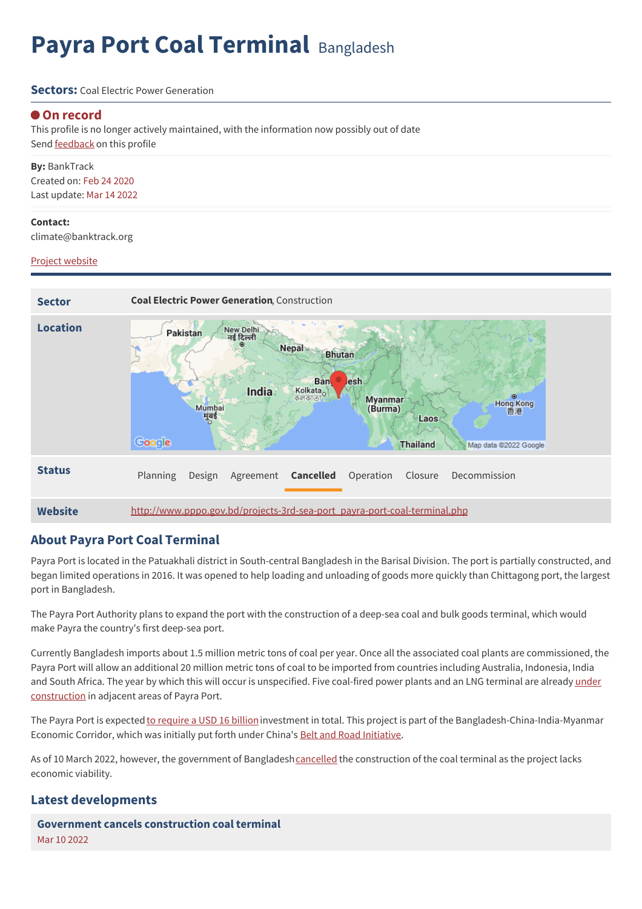# Payra Port Coal Terminal Bangladesh

**Sectors:** Coal Electric Power Generation

**On record**

This profile is no longer actively maintained, with the information now possibly out of date

Send feedback on this profile

**By:** BankTrack

Created on: Feb 24 2020

Last update: Mar 14 2022

**Contact:**

climate@banktrack.org

Project website

| | |
|---|---|
| **Sector** | **Coal Electric Power Generation**, Construction |
| **Location** | |
| **Status** | Planning   Design   Agreement   **Cancelled**   Operation   Closure   Decommission |
| **Website** | http://www.pppo.gov.bd/projects-3rd-sea-port_payra-port-coal-terminal.php |

## About Payra Port Coal Terminal

Payra Port is located in the Patuakhali district in South-central Bangladesh in the Barisal Division. The port is partially constructed, and began limited operations in 2016. It was opened to help loading and unloading of goods more quickly than Chittagong port, the largest port in Bangladesh.

The Payra Port Authority plans to expand the port with the construction of a deep-sea coal and bulk goods terminal, which would make Payra the country's first deep-sea port.

Currently Bangladesh imports about 1.5 million metric tons of coal per year. Once all the associated coal plants are commissioned, the Payra Port will allow an additional 20 million metric tons of coal to be imported from countries including Australia, Indonesia, India and South Africa. The year by which this will occur is unspecified. Five coal-fired power plants and an LNG terminal are already under construction in adjacent areas of Payra Port.

The Payra Port is expected to require a USD 16 billion investment in total. This project is part of the Bangladesh-China-India-Myanmar Economic Corridor, which was initially put forth under China's Belt and Road Initiative.

As of 10 March 2022, however, the government of Bangladesh cancelled the construction of the coal terminal as the project lacks economic viability.

## Latest developments

**Government cancels construction coal terminal**

Mar 10 2022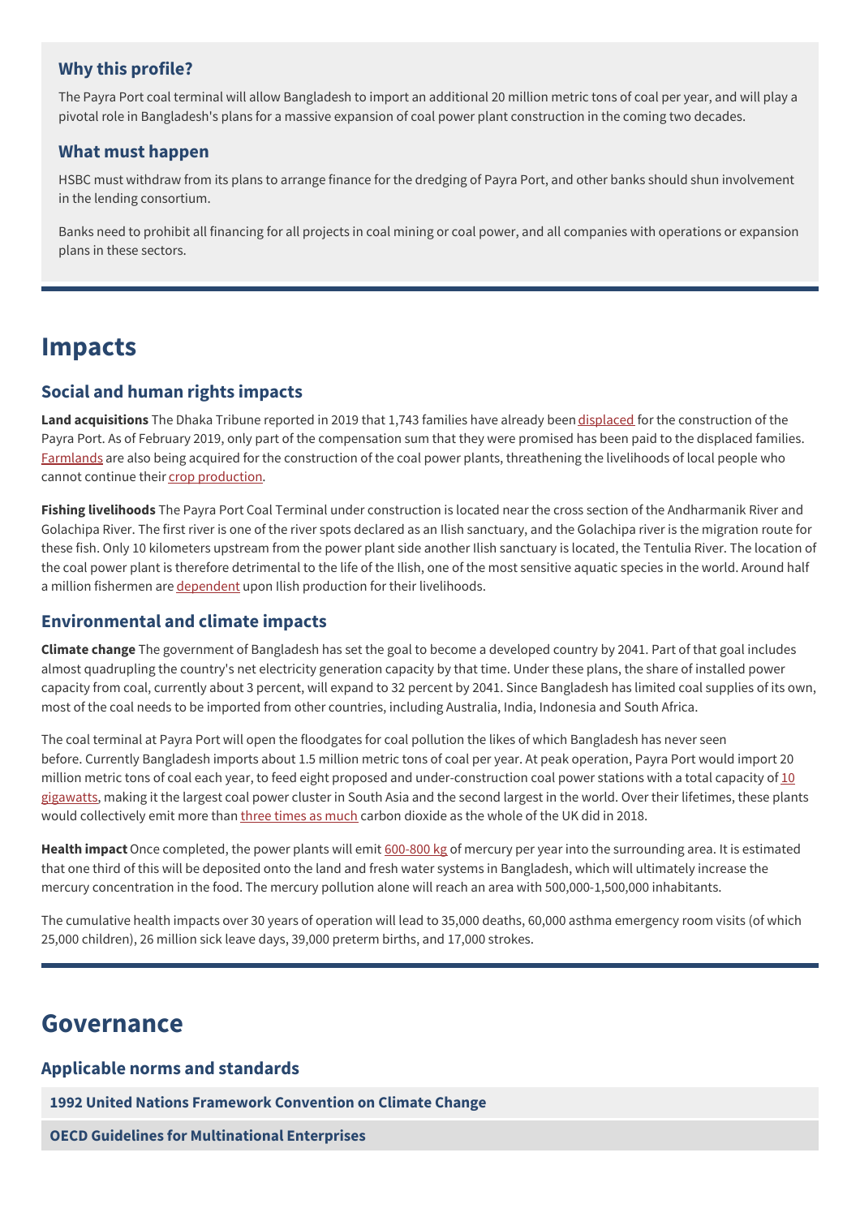### Why this profile?

The Payra Port coal terminal will allow Bangladesh to import an additional 20 million metric tons of coal per year, and will play a pivotal role in Bangladesh's plans for a massive expansion of coal power plant construction in the coming two decades.

### What must happen

HSBC must withdraw from its plans to arrange finance for the dredging of Payra Port, and other banks should shun involvement in the lending consortium.

Banks need to prohibit all financing for all projects in coal mining or coal power, and all companies with operations or expansion plans in these sectors.

# Impacts

## Social and human rights impacts

**Land acquisitions** The Dhaka Tribune reported in 2019 that 1,743 families have already been displaced for the construction of the Payra Port. As of February 2019, only part of the compensation sum that they were promised has been paid to the displaced families. Farmlands are also being acquired for the construction of the coal power plants, threathening the livelihoods of local people who cannot continue their crop production.

**Fishing livelihoods** The Payra Port Coal Terminal under construction is located near the cross section of the Andharmanik River and Golachipa River. The first river is one of the river spots declared as an Ilish sanctuary, and the Golachipa river is the migration route for these fish. Only 10 kilometers upstream from the power plant side another Ilish sanctuary is located, the Tentulia River. The location of the coal power plant is therefore detrimental to the life of the Ilish, one of the most sensitive aquatic species in the world. Around half a million fishermen are dependent upon Ilish production for their livelihoods.

## Environmental and climate impacts

**Climate change** The government of Bangladesh has set the goal to become a developed country by 2041. Part of that goal includes almost quadrupling the country's net electricity generation capacity by that time. Under these plans, the share of installed power capacity from coal, currently about 3 percent, will expand to 32 percent by 2041. Since Bangladesh has limited coal supplies of its own, most of the coal needs to be imported from other countries, including Australia, India, Indonesia and South Africa.

The coal terminal at Payra Port will open the floodgates for coal pollution the likes of which Bangladesh has never seen before. Currently Bangladesh imports about 1.5 million metric tons of coal per year. At peak operation, Payra Port would import 20 million metric tons of coal each year, to feed eight proposed and under-construction coal power stations with a total capacity of 10 gigawatts, making it the largest coal power cluster in South Asia and the second largest in the world. Over their lifetimes, these plants would collectively emit more than three times as much carbon dioxide as the whole of the UK did in 2018.

**Health impact** Once completed, the power plants will emit 600-800 kg of mercury per year into the surrounding area. It is estimated that one third of this will be deposited onto the land and fresh water systems in Bangladesh, which will ultimately increase the mercury concentration in the food. The mercury pollution alone will reach an area with 500,000-1,500,000 inhabitants.

The cumulative health impacts over 30 years of operation will lead to 35,000 deaths, 60,000 asthma emergency room visits (of which 25,000 children), 26 million sick leave days, 39,000 preterm births, and 17,000 strokes.

# Governance

## Applicable norms and standards

**1992 United Nations Framework Convention on Climate Change**

**OECD Guidelines for Multinational Enterprises**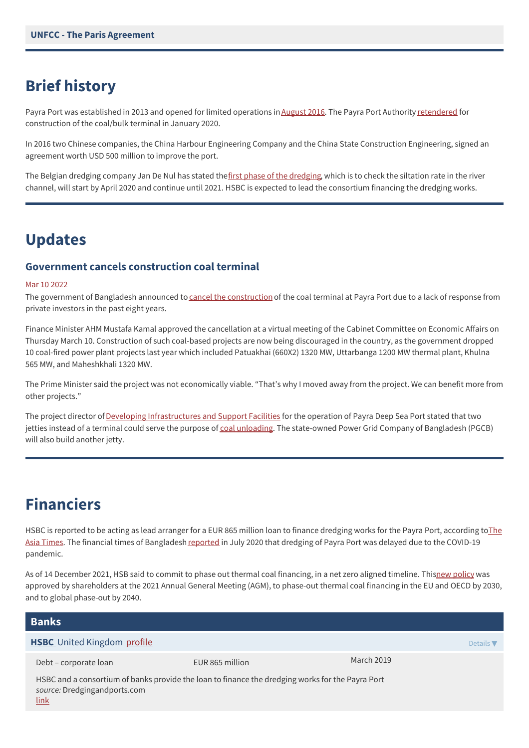UNFCC - The Paris Agreement

## Brief history

Payra Port was established in 2013 and opened for limited operations in August 2016. The Payra Port Authority retendered for construction of the coal/bulk terminal in January 2020.

In 2016 two Chinese companies, the China Harbour Engineering Company and the China State Construction Engineering, signed an agreement worth USD 500 million to improve the port.

The Belgian dredging company Jan De Nul has stated the first phase of the dredging, which is to check the siltation rate in the river channel, will start by April 2020 and continue until 2021. HSBC is expected to lead the consortium financing the dredging works.

## Updates

### Government cancels construction coal terminal

Mar 10 2022

The government of Bangladesh announced to cancel the construction of the coal terminal at Payra Port due to a lack of response from private investors in the past eight years.

Finance Minister AHM Mustafa Kamal approved the cancellation at a virtual meeting of the Cabinet Committee on Economic Affairs on Thursday March 10. Construction of such coal-based projects are now being discouraged in the country, as the government dropped 10 coal-fired power plant projects last year which included Patuakhai (660X2) 1320 MW, Uttarbanga 1200 MW thermal plant, Khulna 565 MW, and Maheshkhali 1320 MW.

The Prime Minister said the project was not economically viable. "That's why I moved away from the project. We can benefit more from other projects."

The project director of Developing Infrastructures and Support Facilities for the operation of Payra Deep Sea Port stated that two jetties instead of a terminal could serve the purpose of coal unloading. The state-owned Power Grid Company of Bangladesh (PGCB) will also build another jetty.

## Financiers

HSBC is reported to be acting as lead arranger for a EUR 865 million loan to finance dredging works for the Payra Port, according to The Asia Times. The financial times of Bangladesh reported in July 2020 that dredging of Payra Port was delayed due to the COVID-19 pandemic.

As of 14 December 2021, HSB said to commit to phase out thermal coal financing, in a net zero aligned timeline. This new policy was approved by shareholders at the 2021 Annual General Meeting (AGM), to phase-out thermal coal financing in the EU and OECD by 2030, and to global phase-out by 2040.

### Banks

**HSBC** United Kingdom profile

Details ▼

| Debt – corporate loan | EUR 865 million | March 2019 |
|---|---|---|

HSBC and a consortium of banks provide the loan to finance the dredging works for the Payra Port
*source:* Dredgingandports.com
link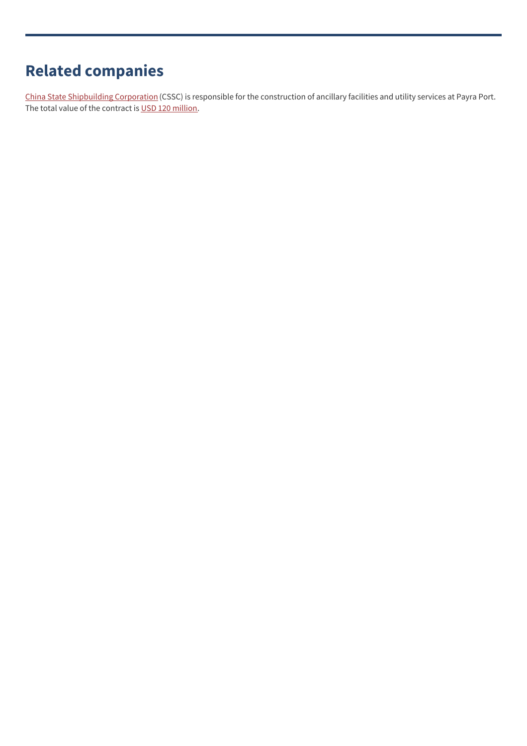## Related companies

China State Shipbuilding Corporation (CSSC) is responsible for the construction of ancillary facilities and utility services at Payra Port. The total value of the contract is USD 120 million.